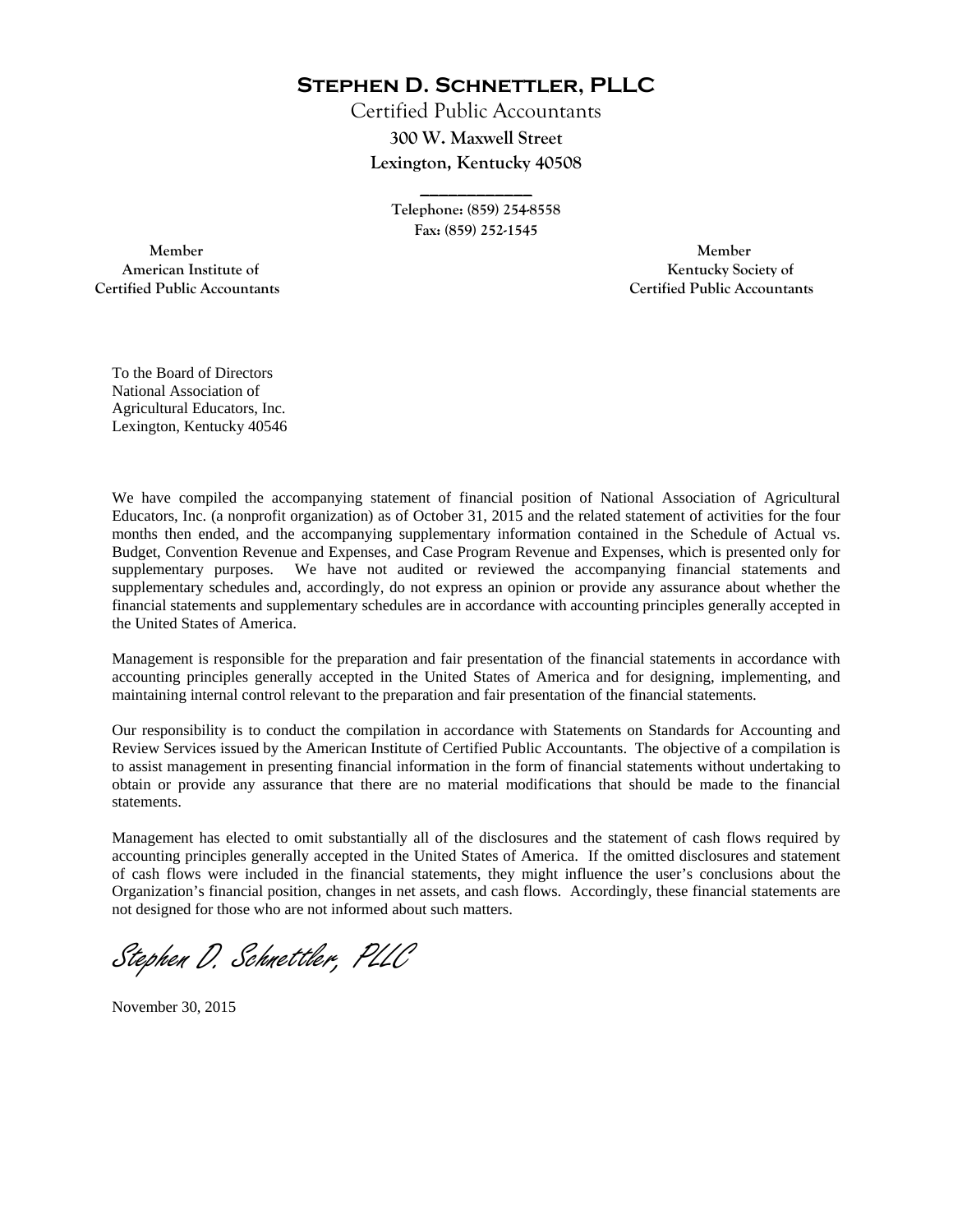# Stephen D. Schnettler, PLLC

Certified Public Accountants

**300 W. Maxwell Street**

**Lexington, Kentucky 40508**

Telephone: (859) 254-8558

Fax: (859) 252-1545

Member
American Institute of
Certified Public Accountants

Member
Kentucky Society of
Certified Public Accountants

To the Board of Directors
National Association of
Agricultural Educators, Inc.
Lexington, Kentucky 40546

We have compiled the accompanying statement of financial position of National Association of Agricultural Educators, Inc. (a nonprofit organization) as of October 31, 2015 and the related statement of activities for the four months then ended, and the accompanying supplementary information contained in the Schedule of Actual vs. Budget, Convention Revenue and Expenses, and Case Program Revenue and Expenses, which is presented only for supplementary purposes. We have not audited or reviewed the accompanying financial statements and supplementary schedules and, accordingly, do not express an opinion or provide any assurance about whether the financial statements and supplementary schedules are in accordance with accounting principles generally accepted in the United States of America.

Management is responsible for the preparation and fair presentation of the financial statements in accordance with accounting principles generally accepted in the United States of America and for designing, implementing, and maintaining internal control relevant to the preparation and fair presentation of the financial statements.

Our responsibility is to conduct the compilation in accordance with Statements on Standards for Accounting and Review Services issued by the American Institute of Certified Public Accountants. The objective of a compilation is to assist management in presenting financial information in the form of financial statements without undertaking to obtain or provide any assurance that there are no material modifications that should be made to the financial statements.

Management has elected to omit substantially all of the disclosures and the statement of cash flows required by accounting principles generally accepted in the United States of America. If the omitted disclosures and statement of cash flows were included in the financial statements, they might influence the user's conclusions about the Organization's financial position, changes in net assets, and cash flows. Accordingly, these financial statements are not designed for those who are not informed about such matters.

*Stephen D. Schnettler, PLLC*

November 30, 2015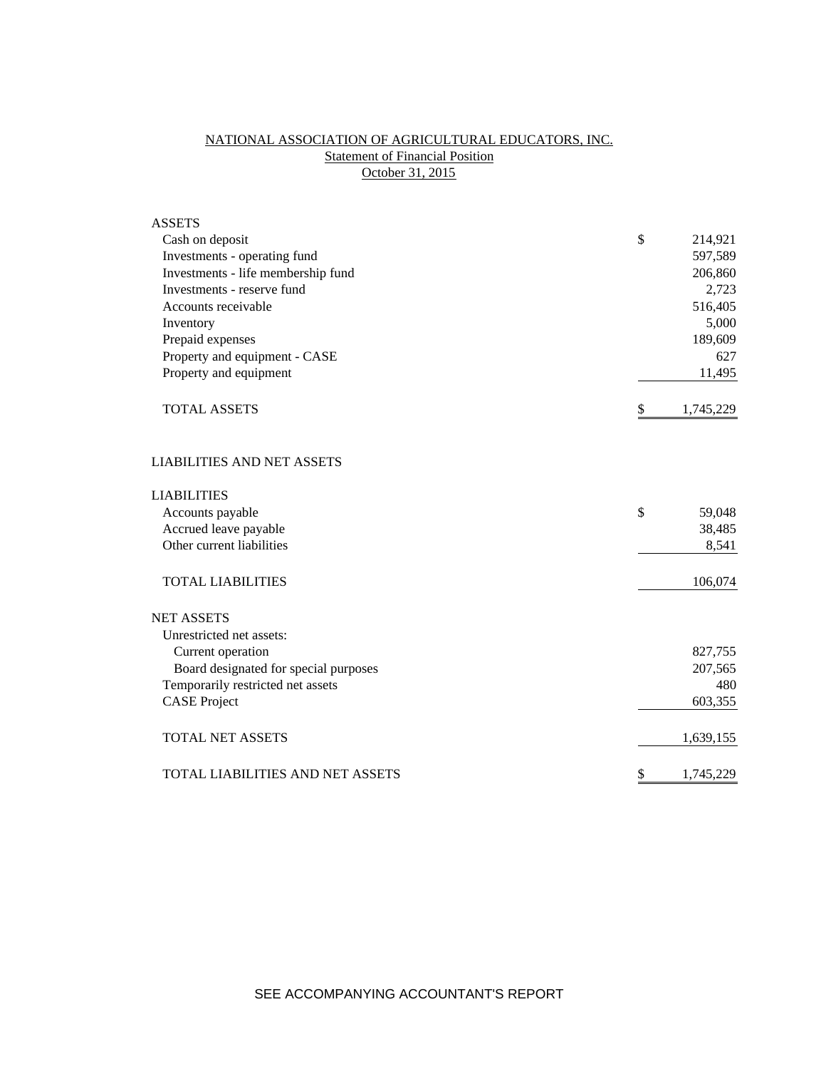# NATIONAL ASSOCIATION OF AGRICULTURAL EDUCATORS, INC.

## Statement of Financial Position

### October 31, 2015

| | |
|---|---|
| **ASSETS** | |
| Cash on deposit | $ 214,921 |
| Investments - operating fund | 597,589 |
| Investments - life membership fund | 206,860 |
| Investments - reserve fund | 2,723 |
| Accounts receivable | 516,405 |
| Inventory | 5,000 |
| Prepaid expenses | 189,609 |
| Property and equipment - CASE | 627 |
| Property and equipment | 11,495 |
| TOTAL ASSETS | $ 1,745,229 |
| | |
| **LIABILITIES AND NET ASSETS** | |
| | |
| **LIABILITIES** | |
| Accounts payable | $ 59,048 |
| Accrued leave payable | 38,485 |
| Other current liabilities | 8,541 |
| TOTAL LIABILITIES | 106,074 |
| | |
| **NET ASSETS** | |
| Unrestricted net assets: | |
| Current operation | 827,755 |
| Board designated for special purposes | 207,565 |
| Temporarily restricted net assets | 480 |
| CASE Project | 603,355 |
| TOTAL NET ASSETS | 1,639,155 |
| TOTAL LIABILITIES AND NET ASSETS | $ 1,745,229 |

SEE ACCOMPANYING ACCOUNTANT'S REPORT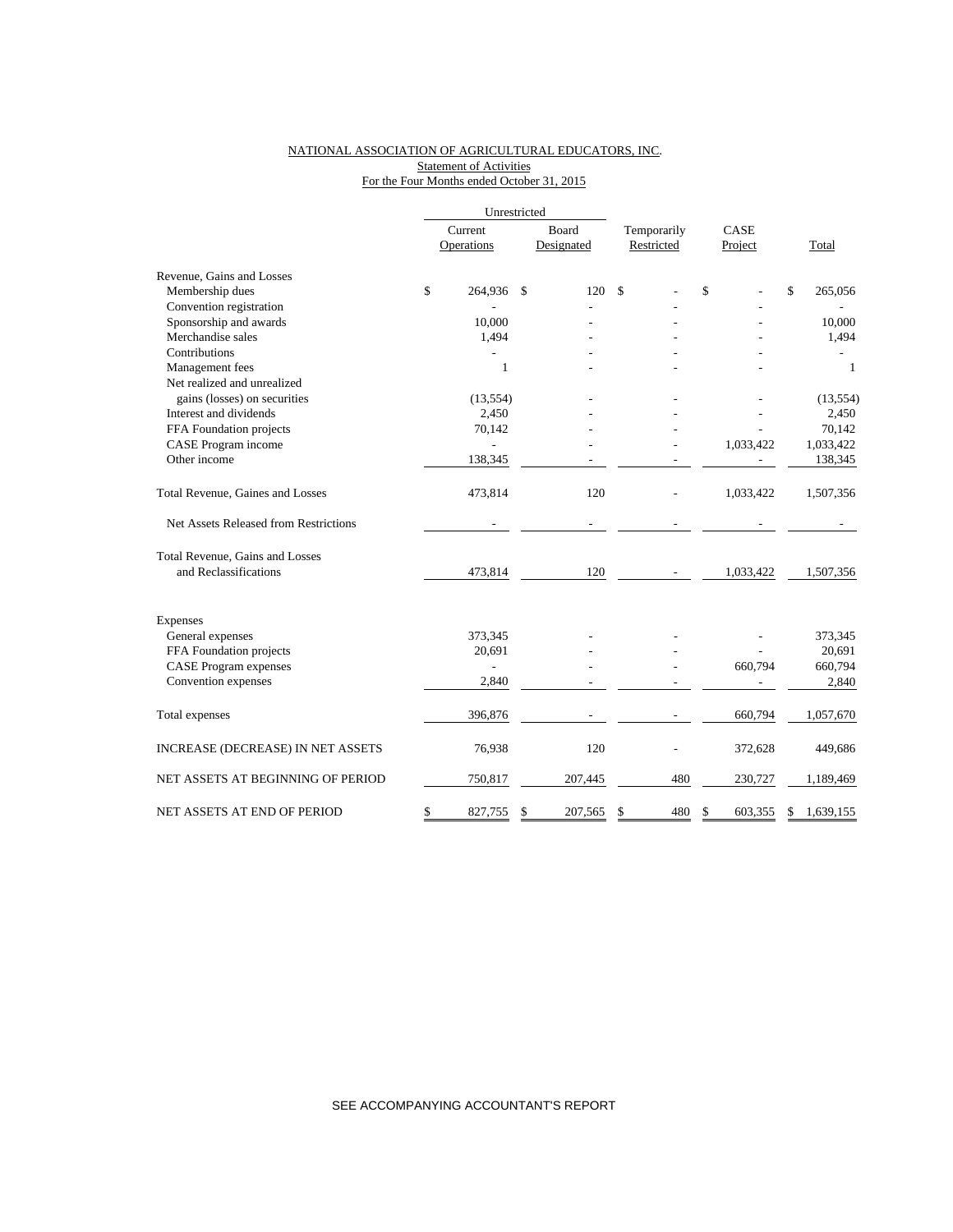NATIONAL ASSOCIATION OF AGRICULTURAL EDUCATORS, INC.
Statement of Activities
For the Four Months ended October 31, 2015

| | Unrestricted | | | | |
|---|---|---|---|---|---|
| | Current Operations | Board Designated | Temporarily Restricted | CASE Project | Total |
| Revenue, Gains and Losses | | | | | |
| Membership dues | $ 264,936 | $ 120 | $ - | $ - | $ 265,056 |
| Convention registration | - | - | - | - | - |
| Sponsorship and awards | 10,000 | - | - | - | 10,000 |
| Merchandise sales | 1,494 | - | - | - | 1,494 |
| Contributions | - | - | - | - | - |
| Management fees | 1 | - | - | - | 1 |
| Net realized and unrealized gains (losses) on securities | (13,554) | - | - | - | (13,554) |
| Interest and dividends | 2,450 | - | - | - | 2,450 |
| FFA Foundation projects | 70,142 | - | - | - | 70,142 |
| CASE Program income | - | - | - | 1,033,422 | 1,033,422 |
| Other income | 138,345 | - | - | - | 138,345 |
| Total Revenue, Gaines and Losses | 473,814 | 120 | - | 1,033,422 | 1,507,356 |
| Net Assets Released from Restrictions | - | - | - | - | - |
| Total Revenue, Gains and Losses and Reclassifications | 473,814 | 120 | - | 1,033,422 | 1,507,356 |
| Expenses | | | | | |
| General expenses | 373,345 | - | - | - | 373,345 |
| FFA Foundation projects | 20,691 | - | - | - | 20,691 |
| CASE Program expenses | - | - | - | 660,794 | 660,794 |
| Convention expenses | 2,840 | - | - | - | 2,840 |
| Total expenses | 396,876 | - | - | 660,794 | 1,057,670 |
| INCREASE (DECREASE) IN NET ASSETS | 76,938 | 120 | - | 372,628 | 449,686 |
| NET ASSETS AT BEGINNING OF PERIOD | 750,817 | 207,445 | 480 | 230,727 | 1,189,469 |
| NET ASSETS AT END OF PERIOD | $ 827,755 | $ 207,565 | $ 480 | $ 603,355 | $ 1,639,155 |

SEE ACCOMPANYING ACCOUNTANT'S REPORT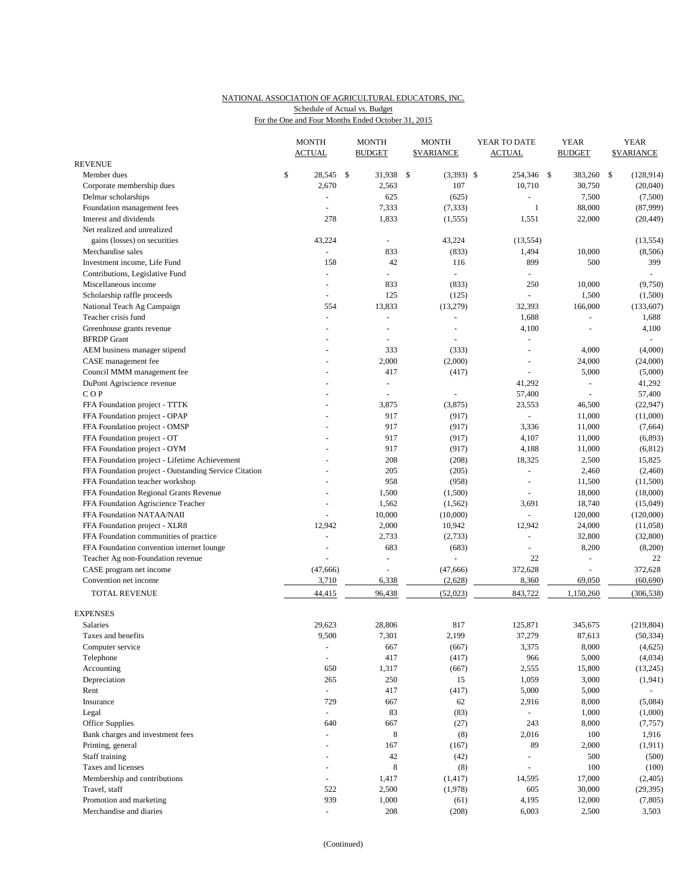NATIONAL ASSOCIATION OF AGRICULTURAL EDUCATORS, INC.
Schedule of Actual vs. Budget
For the One and Four Months Ended October 31, 2015

| | MONTH ACTUAL | MONTH BUDGET | MONTH $VARIANCE | YEAR TO DATE ACTUAL | YEAR BUDGET | YEAR $VARIANCE |
|---|---|---|---|---|---|---|
| REVENUE | | | | | | |
| Member dues | $ 28,545 | $ 31,938 | $ (3,393) | $ 254,346 | $ 383,260 | $ (128,914) |
| Corporate membership dues | 2,670 | 2,563 | 107 | 10,710 | 30,750 | (20,040) |
| Delmar scholarships | - | 625 | (625) | - | 7,500 | (7,500) |
| Foundation management fees | - | 7,333 | (7,333) | 1 | 88,000 | (87,999) |
| Interest and dividends | 278 | 1,833 | (1,555) | 1,551 | 22,000 | (20,449) |
| Net realized and unrealized gains (losses) on securities | 43,224 | - | 43,224 | (13,554) | | (13,554) |
| Merchandise sales | - | 833 | (833) | 1,494 | 10,000 | (8,506) |
| Investment income, Life Fund | 158 | 42 | 116 | 899 | 500 | 399 |
| Contributions, Legislative Fund | - | - | - | - | | - |
| Miscellaneous income | - | 833 | (833) | 250 | 10,000 | (9,750) |
| Scholarship raffle proceeds | - | 125 | (125) | - | 1,500 | (1,500) |
| National Teach Ag Campaign | 554 | 13,833 | (13,279) | 32,393 | 166,000 | (133,607) |
| Teacher crisis fund | - | - | - | 1,688 | - | 1,688 |
| Greenhouse grants revenue | - | - | - | 4,100 | - | 4,100 |
| BFRDP Grant | - | - | - | - | | - |
| AEM business manager stipend | - | 333 | (333) | - | 4,000 | (4,000) |
| CASE management fee | - | 2,000 | (2,000) | - | 24,000 | (24,000) |
| Council MMM management fee | - | 417 | (417) | - | 5,000 | (5,000) |
| DuPont Agriscience revenue | - | - | | 41,292 | - | 41,292 |
| C O P | - | - | - | 57,400 | - | 57,400 |
| FFA Foundation project - TTTK | - | 3,875 | (3,875) | 23,553 | 46,500 | (22,947) |
| FFA Foundation project - OPAP | - | 917 | (917) | - | 11,000 | (11,000) |
| FFA Foundation project - OMSP | - | 917 | (917) | 3,336 | 11,000 | (7,664) |
| FFA Foundation project - OT | - | 917 | (917) | 4,107 | 11,000 | (6,893) |
| FFA Foundation project - OYM | - | 917 | (917) | 4,188 | 11,000 | (6,812) |
| FFA Foundation project - Lifetime Achievement | - | 208 | (208) | 18,325 | 2,500 | 15,825 |
| FFA Foundation project - Outstanding Service Citation | - | 205 | (205) | - | 2,460 | (2,460) |
| FFA Foundation teacher workshop | - | 958 | (958) | - | 11,500 | (11,500) |
| FFA Foundation Regional Grants Revenue | - | 1,500 | (1,500) | - | 18,000 | (18,000) |
| FFA Foundation Agriscience Teacher | - | 1,562 | (1,562) | 3,691 | 18,740 | (15,049) |
| FFA Foundation NATAA/NAII | - | 10,000 | (10,000) | - | 120,000 | (120,000) |
| FFA Foundation project - XLR8 | 12,942 | 2,000 | 10,942 | 12,942 | 24,000 | (11,058) |
| FFA Foundation communities of practice | - | 2,733 | (2,733) | - | 32,800 | (32,800) |
| FFA Foundation convention internet lounge | - | 683 | (683) | - | 8,200 | (8,200) |
| Teacher Ag non-Foundation revenue | - | - | - | 22 | - | 22 |
| CASE program net income | (47,666) | - | (47,666) | 372,628 | - | 372,628 |
| Convention net income | 3,710 | 6,338 | (2,628) | 8,360 | 69,050 | (60,690) |
| TOTAL REVENUE | 44,415 | 96,438 | (52,023) | 843,722 | 1,150,260 | (306,538) |
| EXPENSES | | | | | | |
| Salaries | 29,623 | 28,806 | 817 | 125,871 | 345,675 | (219,804) |
| Taxes and benefits | 9,500 | 7,301 | 2,199 | 37,279 | 87,613 | (50,334) |
| Computer service | - | 667 | (667) | 3,375 | 8,000 | (4,625) |
| Telephone | - | 417 | (417) | 966 | 5,000 | (4,034) |
| Accounting | 650 | 1,317 | (667) | 2,555 | 15,800 | (13,245) |
| Depreciation | 265 | 250 | 15 | 1,059 | 3,000 | (1,941) |
| Rent | - | 417 | (417) | 5,000 | 5,000 | - |
| Insurance | 729 | 667 | 62 | 2,916 | 8,000 | (5,084) |
| Legal | - | 83 | (83) | - | 1,000 | (1,000) |
| Office Supplies | 640 | 667 | (27) | 243 | 8,000 | (7,757) |
| Bank charges and investment fees | - | 8 | (8) | 2,016 | 100 | 1,916 |
| Printing, general | - | 167 | (167) | 89 | 2,000 | (1,911) |
| Staff training | - | 42 | (42) | - | 500 | (500) |
| Taxes and licenses | - | 8 | (8) | - | 100 | (100) |
| Membership and contributions | - | 1,417 | (1,417) | 14,595 | 17,000 | (2,405) |
| Travel, staff | 522 | 2,500 | (1,978) | 605 | 30,000 | (29,395) |
| Promotion and marketing | 939 | 1,000 | (61) | 4,195 | 12,000 | (7,805) |
| Merchandise and diaries | - | 208 | (208) | 6,003 | 2,500 | 3,503 |

(Continued)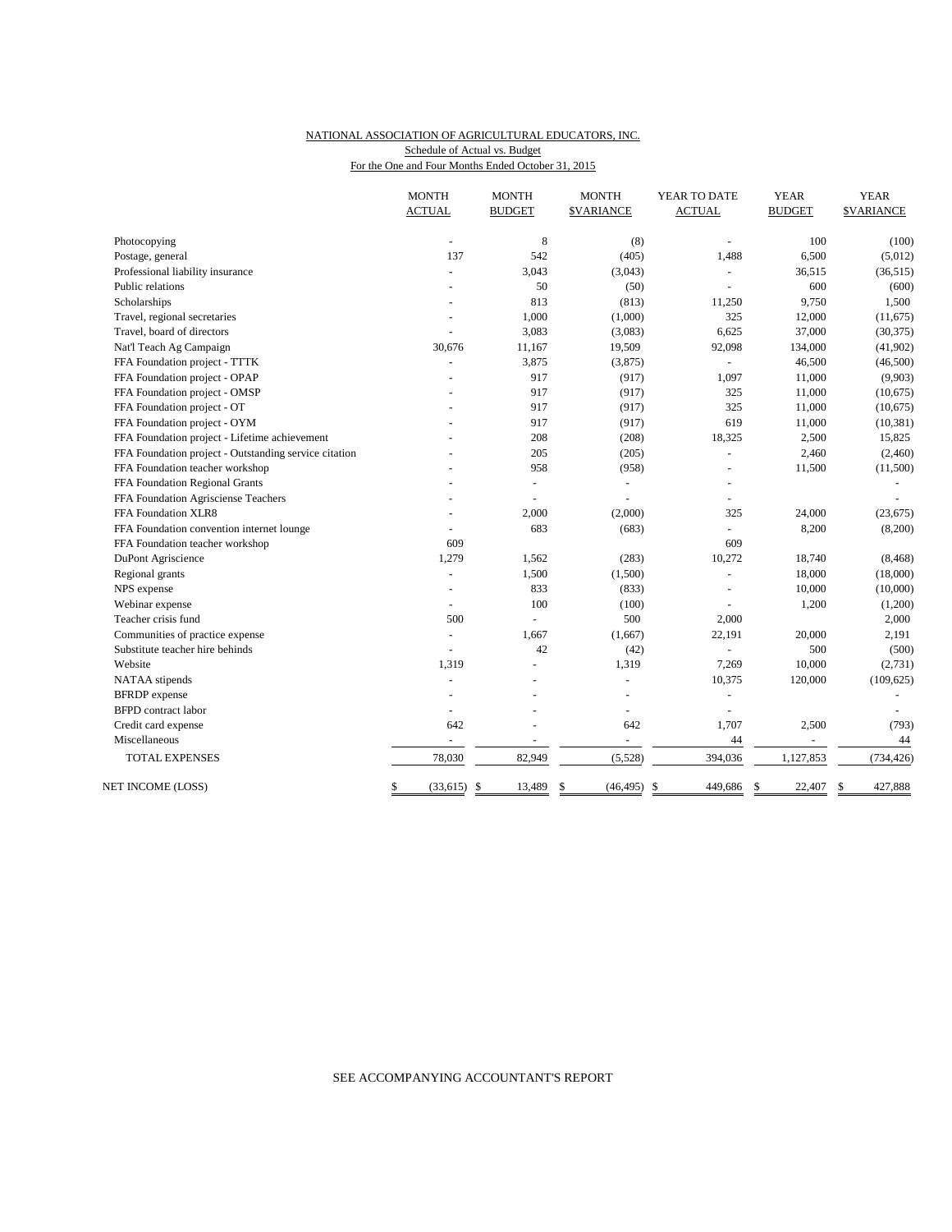NATIONAL ASSOCIATION OF AGRICULTURAL EDUCATORS, INC.
Schedule of Actual vs. Budget
For the One and Four Months Ended October 31, 2015

| | MONTH ACTUAL | MONTH BUDGET | MONTH $VARIANCE | YEAR TO DATE ACTUAL | YEAR BUDGET | YEAR $VARIANCE |
|---|---|---|---|---|---|---|
| Photocopying | - | 8 | (8) | - | 100 | (100) |
| Postage, general | 137 | 542 | (405) | 1,488 | 6,500 | (5,012) |
| Professional liability insurance | - | 3,043 | (3,043) | - | 36,515 | (36,515) |
| Public relations | - | 50 | (50) | - | 600 | (600) |
| Scholarships | - | 813 | (813) | 11,250 | 9,750 | 1,500 |
| Travel, regional secretaries | - | 1,000 | (1,000) | 325 | 12,000 | (11,675) |
| Travel, board of directors | - | 3,083 | (3,083) | 6,625 | 37,000 | (30,375) |
| Nat'l Teach Ag Campaign | 30,676 | 11,167 | 19,509 | 92,098 | 134,000 | (41,902) |
| FFA Foundation project - TTTK | - | 3,875 | (3,875) | - | 46,500 | (46,500) |
| FFA Foundation project - OPAP | - | 917 | (917) | 1,097 | 11,000 | (9,903) |
| FFA Foundation project - OMSP | - | 917 | (917) | 325 | 11,000 | (10,675) |
| FFA Foundation project - OT | - | 917 | (917) | 325 | 11,000 | (10,675) |
| FFA Foundation project - OYM | - | 917 | (917) | 619 | 11,000 | (10,381) |
| FFA Foundation project - Lifetime achievement | - | 208 | (208) | 18,325 | 2,500 | 15,825 |
| FFA Foundation project - Outstanding service citation | - | 205 | (205) | - | 2,460 | (2,460) |
| FFA Foundation teacher workshop | - | 958 | (958) | - | 11,500 | (11,500) |
| FFA Foundation Regional Grants | - | - | - | - | | - |
| FFA Foundation Agrisciense Teachers | - | - | - | - | | - |
| FFA Foundation XLR8 | - | 2,000 | (2,000) | 325 | 24,000 | (23,675) |
| FFA Foundation convention internet lounge | - | 683 | (683) | - | 8,200 | (8,200) |
| FFA Foundation teacher workshop | 609 | | | 609 | | |
| DuPont Agriscience | 1,279 | 1,562 | (283) | 10,272 | 18,740 | (8,468) |
| Regional grants | - | 1,500 | (1,500) | - | 18,000 | (18,000) |
| NPS expense | - | 833 | (833) | - | 10,000 | (10,000) |
| Webinar expense | - | 100 | (100) | - | 1,200 | (1,200) |
| Teacher crisis fund | 500 | - | 500 | 2,000 | | 2,000 |
| Communities of practice expense | - | 1,667 | (1,667) | 22,191 | 20,000 | 2,191 |
| Substitute teacher hire behinds | - | 42 | (42) | - | 500 | (500) |
| Website | 1,319 | - | 1,319 | 7,269 | 10,000 | (2,731) |
| NATAA stipends | - | - | - | 10,375 | 120,000 | (109,625) |
| BFRDP expense | - | - | - | - | | - |
| BFPD contract labor | - | - | - | - | | - |
| Credit card expense | 642 | - | 642 | 1,707 | 2,500 | (793) |
| Miscellaneous | - | - | - | 44 | - | 44 |
| TOTAL EXPENSES | 78,030 | 82,949 | (5,528) | 394,036 | 1,127,853 | (734,426) |
| NET INCOME (LOSS) | $ (33,615) | $ 13,489 | $ (46,495) | $ 449,686 | $ 22,407 | $ 427,888 |

SEE ACCOMPANYING ACCOUNTANT'S REPORT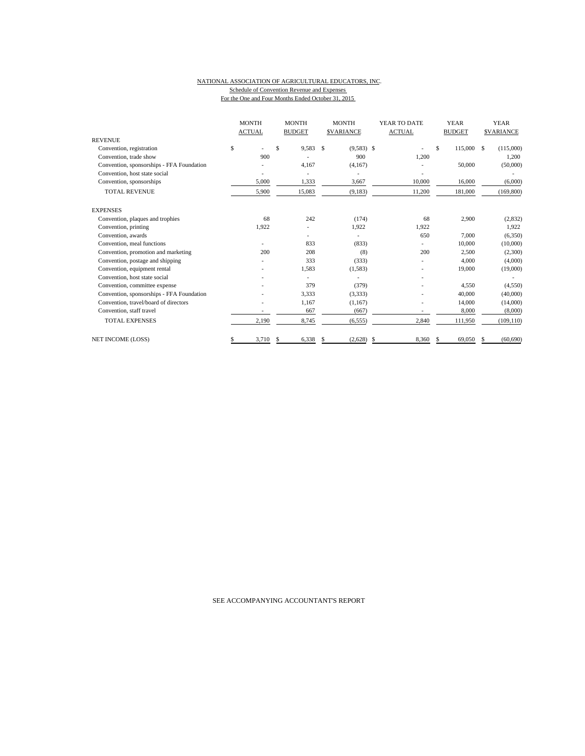NATIONAL ASSOCIATION OF AGRICULTURAL EDUCATORS, INC.
Schedule of Convention Revenue and Expenses
For the One and Four Months Ended October 31, 2015

| | MONTH ACTUAL | MONTH BUDGET | MONTH $VARIANCE | YEAR TO DATE ACTUAL | YEAR BUDGET | YEAR $VARIANCE |
|---|---|---|---|---|---|---|
| REVENUE | | | | | | |
| Convention, registration | $ - | $ 9,583 | $ (9,583) | $ - | $ 115,000 | $ (115,000) |
| Convention, trade show | 900 | - | 900 | 1,200 | | 1,200 |
| Convention, sponsorships - FFA Foundation | - | 4,167 | (4,167) | - | 50,000 | (50,000) |
| Convention, host state social | - | - | - | - | | - |
| Convention, sponsorships | 5,000 | 1,333 | 3,667 | 10,000 | 16,000 | (6,000) |
| TOTAL REVENUE | 5,900 | 15,083 | (9,183) | 11,200 | 181,000 | (169,800) |
| EXPENSES | | | | | | |
| Convention, plaques and trophies | 68 | 242 | (174) | 68 | 2,900 | (2,832) |
| Convention, printing | 1,922 | - | 1,922 | 1,922 | | 1,922 |
| Convention, awards | | - | - | 650 | 7,000 | (6,350) |
| Convention, meal functions | - | 833 | (833) | - | 10,000 | (10,000) |
| Convention, promotion and marketing | 200 | 208 | (8) | 200 | 2,500 | (2,300) |
| Convention, postage and shipping | - | 333 | (333) | - | 4,000 | (4,000) |
| Convention, equipment rental | - | 1,583 | (1,583) | - | 19,000 | (19,000) |
| Convention, host state social | - | - | - | - | | - |
| Convention, committee expense | - | 379 | (379) | - | 4,550 | (4,550) |
| Convention, sponsorships - FFA Foundation | - | 3,333 | (3,333) | - | 40,000 | (40,000) |
| Convention, travel/board of directors | - | 1,167 | (1,167) | - | 14,000 | (14,000) |
| Convention, staff travel | - | 667 | (667) | - | 8,000 | (8,000) |
| TOTAL EXPENSES | 2,190 | 8,745 | (6,555) | 2,840 | 111,950 | (109,110) |
| NET INCOME (LOSS) | $ 3,710 | $ 6,338 | $ (2,628) | $ 8,360 | $ 69,050 | $ (60,690) |

SEE ACCOMPANYING ACCOUNTANT'S REPORT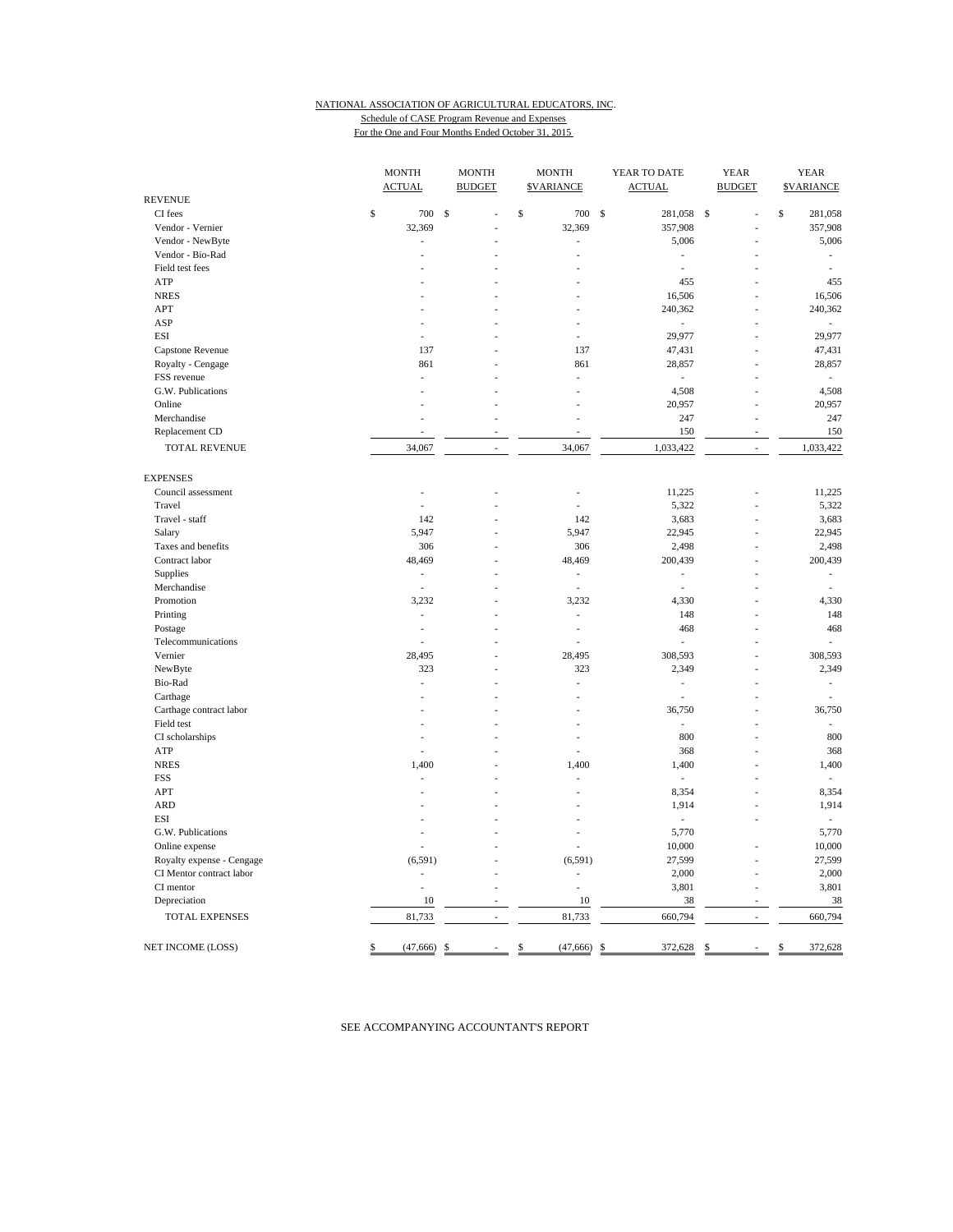NATIONAL ASSOCIATION OF AGRICULTURAL EDUCATORS, INC.

Schedule of CASE Program Revenue and Expenses

For the One and Four Months Ended October 31, 2015

| | MONTH ACTUAL | MONTH BUDGET | MONTH $VARIANCE | YEAR TO DATE ACTUAL | YEAR BUDGET | YEAR $VARIANCE |
|---|---|---|---|---|---|---|
| REVENUE | | | | | | |
| CI fees | $ 700 | $ - | $ 700 | $ 281,058 | $ - | $ 281,058 |
| Vendor - Vernier | 32,369 | - | 32,369 | 357,908 | - | 357,908 |
| Vendor - NewByte | - | - | - | 5,006 | - | 5,006 |
| Vendor - Bio-Rad | - | - | - | - | - | - |
| Field test fees | - | - | - | - | - | - |
| ATP | - | - | - | 455 | - | 455 |
| NRES | - | - | - | 16,506 | - | 16,506 |
| APT | - | - | - | 240,362 | - | 240,362 |
| ASP | - | - | - | - | - | - |
| ESI | - | - | - | 29,977 | - | 29,977 |
| Capstone Revenue | 137 | - | 137 | 47,431 | - | 47,431 |
| Royalty - Cengage | 861 | - | 861 | 28,857 | - | 28,857 |
| FSS revenue | - | - | - | - | - | - |
| G.W. Publications | - | - | - | 4,508 | - | 4,508 |
| Online | - | - | - | 20,957 | - | 20,957 |
| Merchandise | - | - | - | 247 | - | 247 |
| Replacement CD | - | - | - | 150 | - | 150 |
| TOTAL REVENUE | 34,067 | - | 34,067 | 1,033,422 | - | 1,033,422 |
| EXPENSES | | | | | | |
| Council assessment | - | - | - | 11,225 | - | 11,225 |
| Travel | - | - | - | 5,322 | - | 5,322 |
| Travel - staff | 142 | - | 142 | 3,683 | - | 3,683 |
| Salary | 5,947 | - | 5,947 | 22,945 | - | 22,945 |
| Taxes and benefits | 306 | - | 306 | 2,498 | - | 2,498 |
| Contract labor | 48,469 | - | 48,469 | 200,439 | - | 200,439 |
| Supplies | - | - | - | - | - | - |
| Merchandise | - | - | - | - | - | - |
| Promotion | 3,232 | - | 3,232 | 4,330 | - | 4,330 |
| Printing | - | - | - | 148 | - | 148 |
| Postage | - | - | - | 468 | - | 468 |
| Telecommunications | - | - | - | - | - | - |
| Vernier | 28,495 | - | 28,495 | 308,593 | - | 308,593 |
| NewByte | 323 | - | 323 | 2,349 | - | 2,349 |
| Bio-Rad | - | - | - | - | - | - |
| Carthage | - | - | - | - | - | - |
| Carthage contract labor | - | - | - | 36,750 | - | 36,750 |
| Field test | - | - | - | - | - | - |
| CI scholarships | - | - | - | 800 | - | 800 |
| ATP | - | - | - | 368 | - | 368 |
| NRES | 1,400 | - | 1,400 | 1,400 | - | 1,400 |
| FSS | - | - | - | - | - | - |
| APT | - | - | - | 8,354 | - | 8,354 |
| ARD | - | - | - | 1,914 | - | 1,914 |
| ESI | - | - | - | - | - | - |
| G.W. Publications | - | - | - | 5,770 | | 5,770 |
| Online expense | - | - | - | 10,000 | - | 10,000 |
| Royalty expense - Cengage | (6,591) | - | (6,591) | 27,599 | - | 27,599 |
| CI Mentor contract labor | - | - | - | 2,000 | - | 2,000 |
| CI mentor | - | - | - | 3,801 | - | 3,801 |
| Depreciation | 10 | - | 10 | 38 | - | 38 |
| TOTAL EXPENSES | 81,733 | - | 81,733 | 660,794 | - | 660,794 |
| NET INCOME (LOSS) | $ (47,666) | $ - | $ (47,666) | $ 372,628 | $ - | $ 372,628 |

SEE ACCOMPANYING ACCOUNTANT'S REPORT